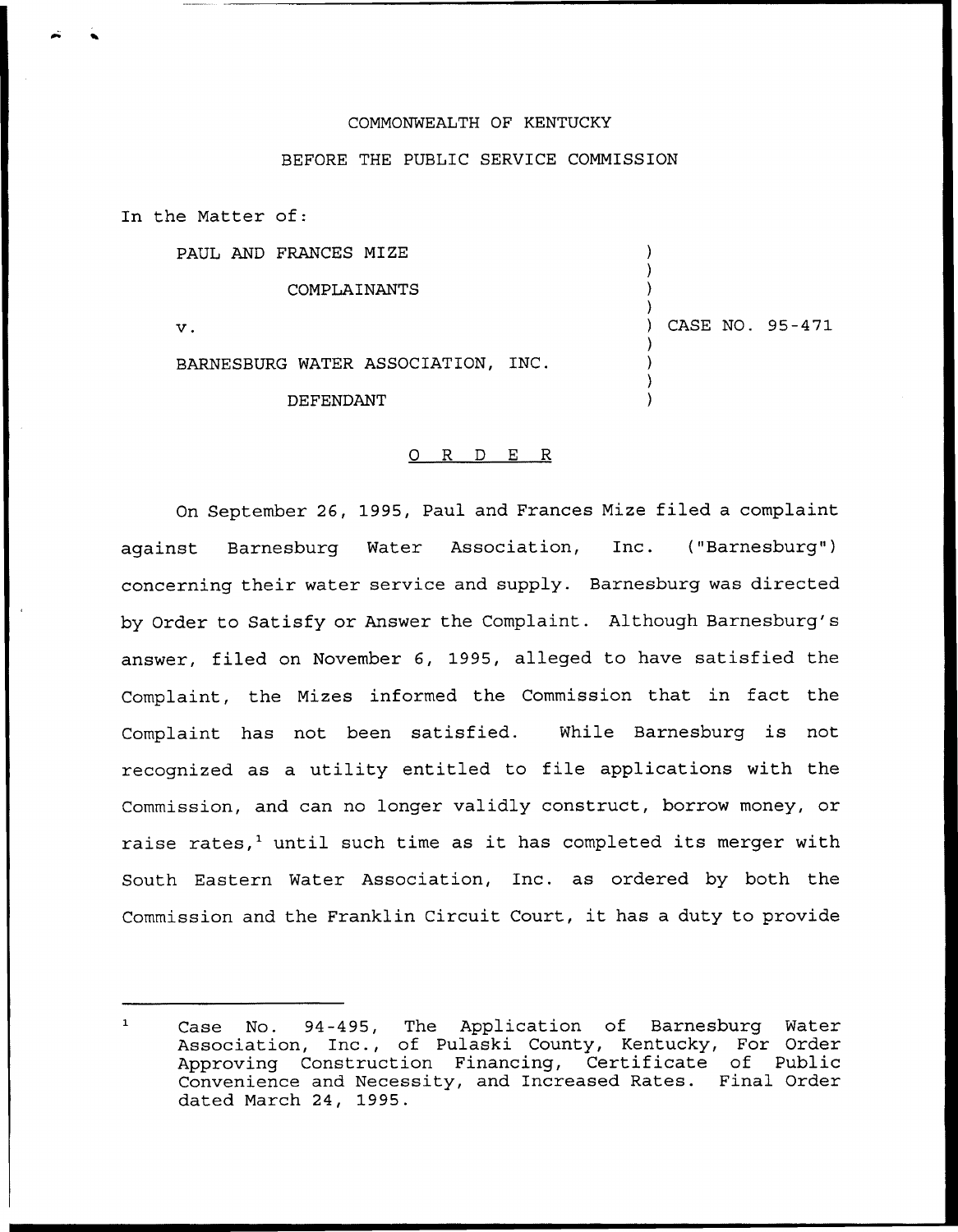COMMONWEALTH OF KENTUCKY

BEFORE THE PUBLIC SERVICE COMMISSION

In the Matter of:

PAUL AND FRANCES MIZE

COMPLAINANTS

v.

BARNESBURG WATER ASSOCIATION, INC.

DEFENDANT

) CASE NO. 95-471

O R D E R

On September 26, 1995, Paul and Frances Mize filed a complaint against Barnesburg Water Association, Inc. ("Barnesburg") concerning their water service and supply. Barnesburg was directed by Order to Satisfy or Answer the Complaint. Although Barnesburg's answer, filed on November 6, 1995, alleged to have satisfied the Complaint, the Mizes informed the Commission that in fact the Complaint has not been satisfied. While Barnesburg is not recognized as a utility entitled to file applications with the Commission, and can no longer validly construct, borrow money, or raise rates,[1] until such time as it has completed its merger with South Eastern Water Association, Inc. as ordered by both the Commission and the Franklin Circuit Court, it has a duty to provide

[1] Case No. 94-495, The Application of Barnesburg Water Association, Inc., of Pulaski County, Kentucky, For Order Approving Construction Financing, Certificate of Public Convenience and Necessity, and Increased Rates. Final Order dated March 24, 1995.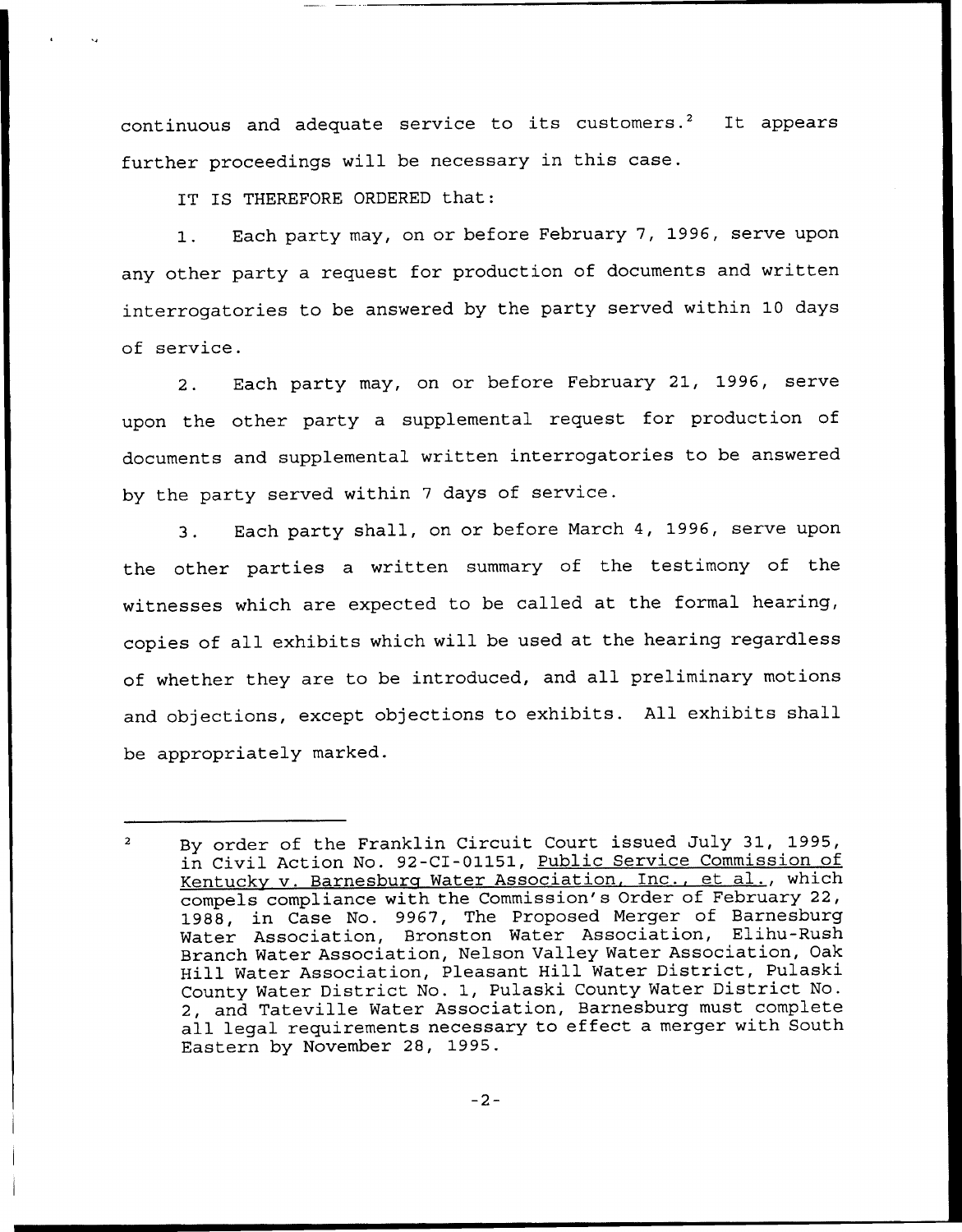continuous and adequate service to its customers.[2] It appears further proceedings will be necessary in this case.

IT IS THEREFORE ORDERED that:

1. Each party may, on or before February 7, 1996, serve upon any other party a request for production of documents and written interrogatories to be answered by the party served within 10 days of service.

2. Each party may, on or before February 21, 1996, serve upon the other party a supplemental request for production of documents and supplemental written interrogatories to be answered by the party served within 7 days of service.

3. Each party shall, on or before March 4, 1996, serve upon the other parties a written summary of the testimony of the witnesses which are expected to be called at the formal hearing, copies of all exhibits which will be used at the hearing regardless of whether they are to be introduced, and all preliminary motions and objections, except objections to exhibits. All exhibits shall be appropriately marked.

---

[2] By order of the Franklin Circuit Court issued July 31, 1995, in Civil Action No. 92-CI-01151, Public Service Commission of Kentucky v. Barnesburg Water Association, Inc., et al., which compels compliance with the Commission's Order of February 22, 1988, in Case No. 9967, The Proposed Merger of Barnesburg Water Association, Bronston Water Association, Elihu-Rush Branch Water Association, Nelson Valley Water Association, Oak Hill Water Association, Pleasant Hill Water District, Pulaski County Water District No. 1, Pulaski County Water District No. 2, and Tateville Water Association, Barnesburg must complete all legal requirements necessary to effect a merger with South Eastern by November 28, 1995.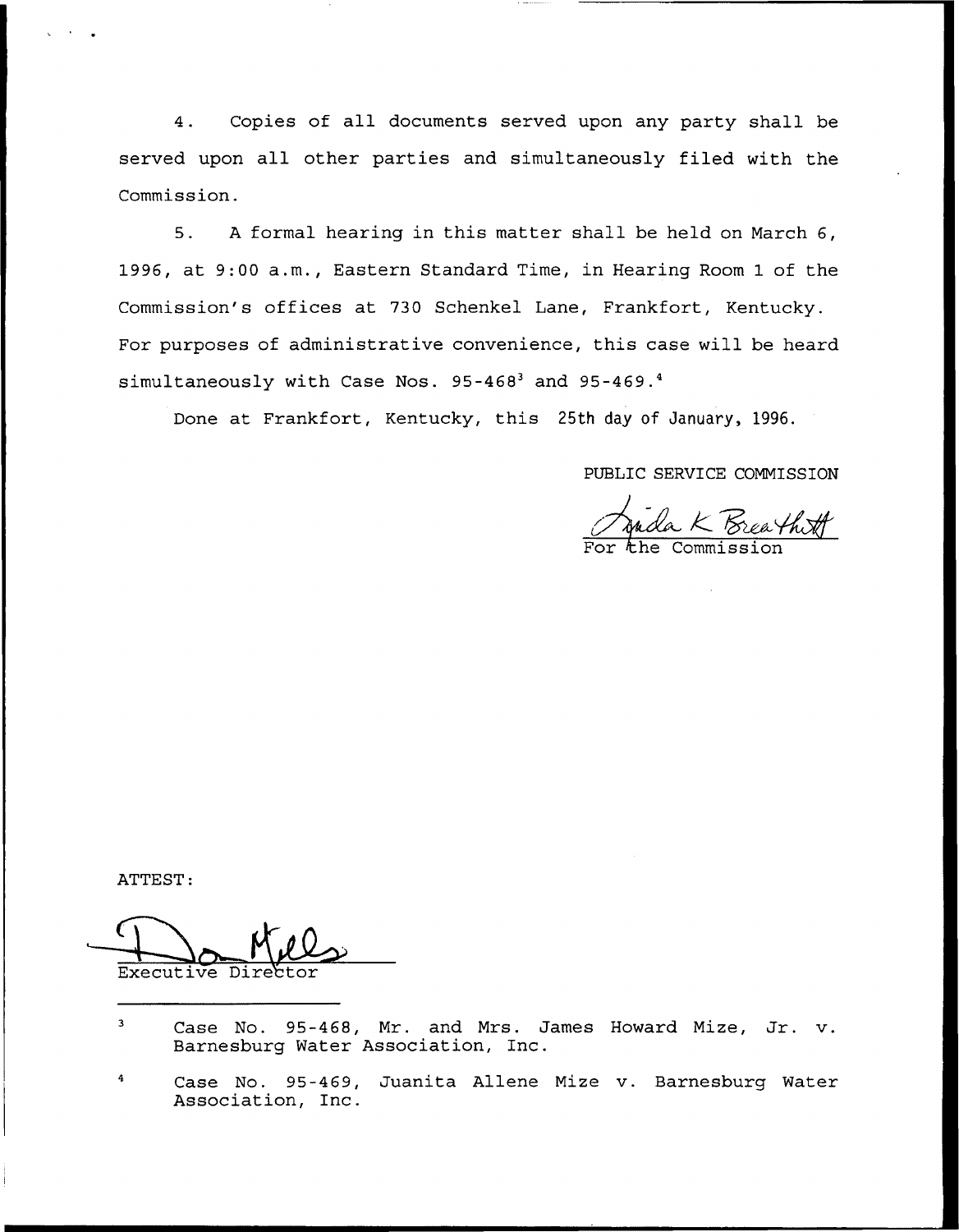4. Copies of all documents served upon any party shall be served upon all other parties and simultaneously filed with the Commission.

5. A formal hearing in this matter shall be held on March 6, 1996, at 9:00 a.m., Eastern Standard Time, in Hearing Room 1 of the Commission's offices at 730 Schenkel Lane, Frankfort, Kentucky. For purposes of administrative convenience, this case will be heard simultaneously with Case Nos. 95-468[3] and 95-469.[4]

Done at Frankfort, Kentucky, this 25th day of January, 1996.

PUBLIC SERVICE COMMISSION

Linda K Breathitt

For the Commission

ATTEST:

Don Mills

Executive Director

---

[3] Case No. 95-468, Mr. and Mrs. James Howard Mize, Jr. v. Barnesburg Water Association, Inc.

[4] Case No. 95-469, Juanita Allene Mize v. Barnesburg Water Association, Inc.